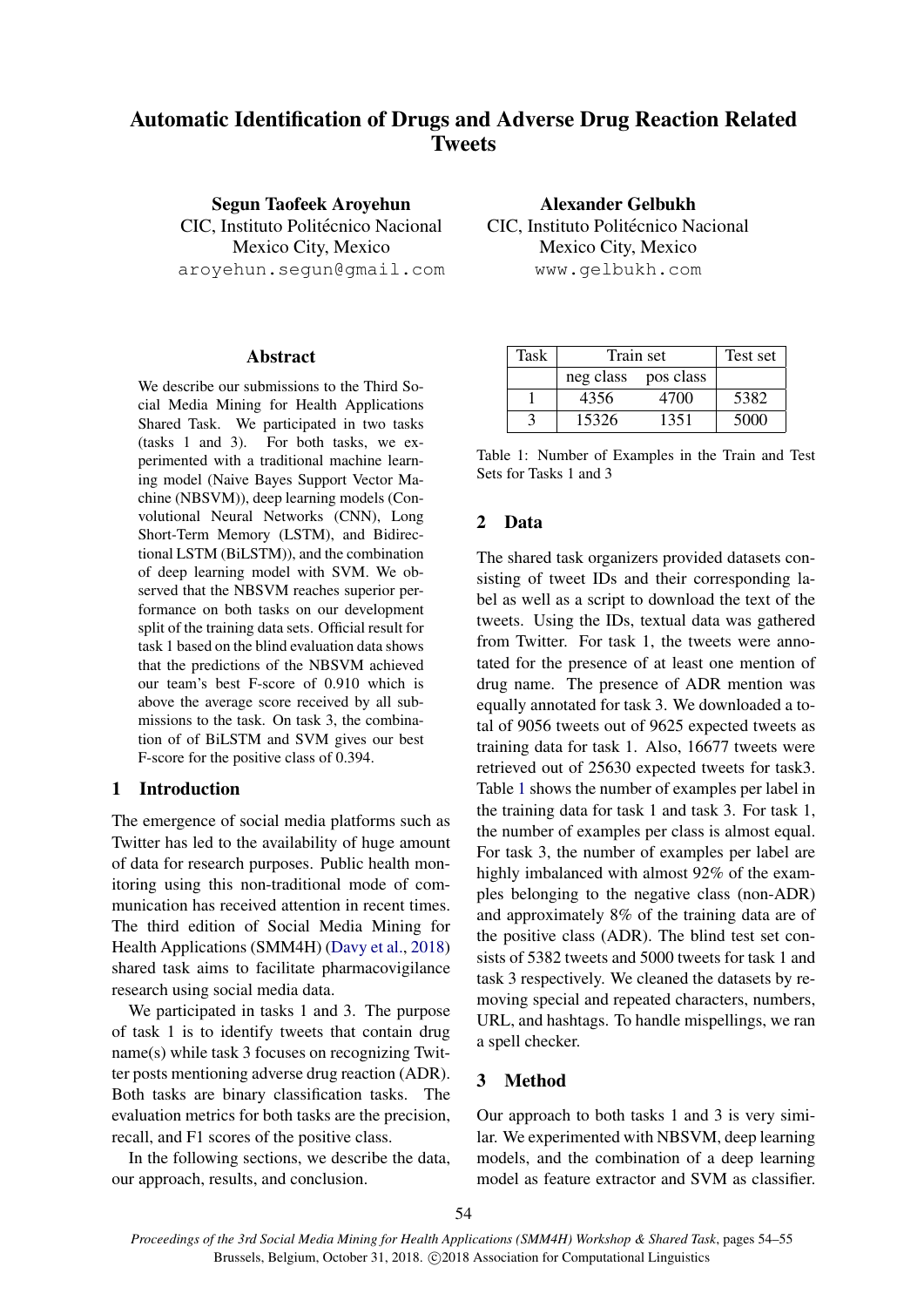# Automatic Identification of Drugs and Adverse Drug Reaction Related Tweets

**Segun Taofeek Aroyehun**
CIC, Instituto Politécnico Nacional
Mexico City, Mexico
aroyehun.segun@gmail.com

**Alexander Gelbukh**
CIC, Instituto Politécnico Nacional
Mexico City, Mexico
www.gelbukh.com

## Abstract

We describe our submissions to the Third Social Media Mining for Health Applications Shared Task. We participated in two tasks (tasks 1 and 3). For both tasks, we experimented with a traditional machine learning model (Naive Bayes Support Vector Machine (NBSVM)), deep learning models (Convolutional Neural Networks (CNN), Long Short-Term Memory (LSTM), and Bidirectional LSTM (BiLSTM)), and the combination of deep learning model with SVM. We observed that the NBSVM reaches superior performance on both tasks on our development split of the training data sets. Official result for task 1 based on the blind evaluation data shows that the predictions of the NBSVM achieved our team's best F-score of 0.910 which is above the average score received by all submissions to the task. On task 3, the combination of of BiLSTM and SVM gives our best F-score for the positive class of 0.394.

## 1 Introduction

The emergence of social media platforms such as Twitter has led to the availability of huge amount of data for research purposes. Public health monitoring using this non-traditional mode of communication has received attention in recent times. The third edition of Social Media Mining for Health Applications (SMM4H) (Davy et al., 2018) shared task aims to facilitate pharmacovigilance research using social media data.

We participated in tasks 1 and 3. The purpose of task 1 is to identify tweets that contain drug name(s) while task 3 focuses on recognizing Twitter posts mentioning adverse drug reaction (ADR). Both tasks are binary classification tasks. The evaluation metrics for both tasks are the precision, recall, and F1 scores of the positive class.

In the following sections, we describe the data, our approach, results, and conclusion.

| Task | Train set | | Test set |
|---|---|---|---|
| | neg class | pos class | |
| 1 | 4356 | 4700 | 5382 |
| 3 | 15326 | 1351 | 5000 |

Table 1: Number of Examples in the Train and Test Sets for Tasks 1 and 3

## 2 Data

The shared task organizers provided datasets consisting of tweet IDs and their corresponding label as well as a script to download the text of the tweets. Using the IDs, textual data was gathered from Twitter. For task 1, the tweets were annotated for the presence of at least one mention of drug name. The presence of ADR mention was equally annotated for task 3. We downloaded a total of 9056 tweets out of 9625 expected tweets as training data for task 1. Also, 16677 tweets were retrieved out of 25630 expected tweets for task3. Table 1 shows the number of examples per label in the training data for task 1 and task 3. For task 1, the number of examples per class is almost equal. For task 3, the number of examples per label are highly imbalanced with almost 92% of the examples belonging to the negative class (non-ADR) and approximately 8% of the training data are of the positive class (ADR). The blind test set consists of 5382 tweets and 5000 tweets for task 1 and task 3 respectively. We cleaned the datasets by removing special and repeated characters, numbers, URL, and hashtags. To handle mispellings, we ran a spell checker.

## 3 Method

Our approach to both tasks 1 and 3 is very similar. We experimented with NBSVM, deep learning models, and the combination of a deep learning model as feature extractor and SVM as classifier.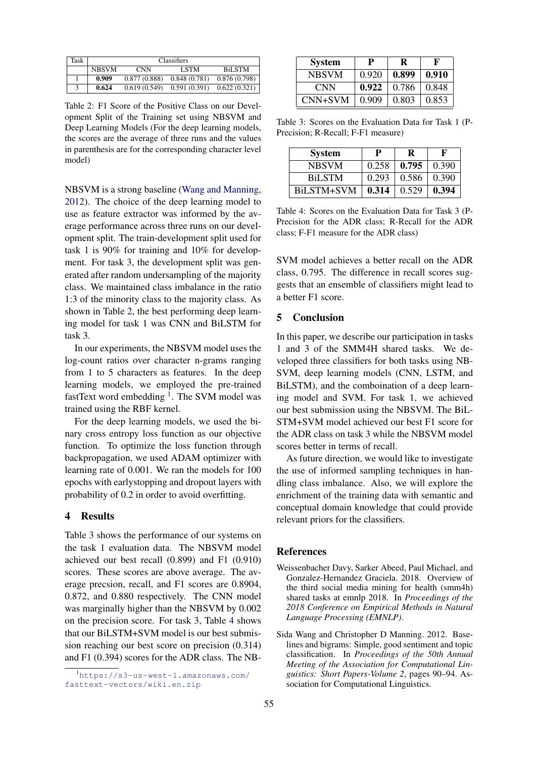| Task | Classifiers | | | |
|---|---|---|---|---|
| | NBSVM | CNN | LSTM | BiLSTM |
| 1 | **0.909** | 0.877 (0.888) | 0.848 (0.781) | 0.876 (0.798) |
| 3 | **0.624** | 0.619 (0.549) | 0.591 (0.391) | 0.622 (0.321) |

Table 2: F1 Score of the Positive Class on our Development Split of the Training set using NBSVM and Deep Learning Models (For the deep learning models, the scores are the average of three runs and the values in parenthesis are for the corresponding character level model)

NBSVM is a strong baseline (Wang and Manning, 2012). The choice of the deep learning model to use as feature extractor was informed by the average performance across three runs on our development split. The train-development split used for task 1 is 90% for training and 10% for development. For task 3, the development split was generated after random undersampling of the majority class. We maintained class imbalance in the ratio 1:3 of the minority class to the majority class. As shown in Table 2, the best performing deep learning model for task 1 was CNN and BiLSTM for task 3.

In our experiments, the NBSVM model uses the log-count ratios over character n-grams ranging from 1 to 5 characters as features. In the deep learning models, we employed the pre-trained fastText word embedding [1]. The SVM model was trained using the RBF kernel.

For the deep learning models, we used the binary cross entropy loss function as our objective function. To optimize the loss function through backpropagation, we used ADAM optimizer with learning rate of 0.001. We ran the models for 100 epochs with earlystopping and dropout layers with probability of 0.2 in order to avoid overfitting.

## 4 Results

Table 3 shows the performance of our systems on the task 1 evaluation data. The NBSVM model achieved our best recall (0.899) and F1 (0.910) scores. These scores are above average. The average precsion, recall, and F1 scores are 0.8904, 0.872, and 0.880 respectively. The CNN model was marginally higher than the NBSVM by 0.002 on the precision score. For task 3, Table 4 shows that our BiLSTM+SVM model is our best submission reaching our best score on precision (0.314) and F1 (0.394) scores for the ADR class. The NBSVM model achieves a better recall on the ADR class, 0.795. The difference in recall scores suggests that an ensemble of classifiers might lead to a better F1 score.

[1] https://s3-us-west-1.amazonaws.com/fasttext-vectors/wiki.en.zip

| System | P | R | F |
|---|---|---|---|
| NBSVM | 0.920 | **0.899** | **0.910** |
| CNN | **0.922** | 0.786 | 0.848 |
| CNN+SVM | 0.909 | 0.803 | 0.853 |

Table 3: Scores on the Evaluation Data for Task 1 (P-Precision; R-Recall; F-F1 measure)

| System | P | R | F |
|---|---|---|---|
| NBSVM | 0.258 | **0.795** | 0.390 |
| BiLSTM | 0.293 | 0.586 | 0.390 |
| BiLSTM+SVM | **0.314** | 0.529 | **0.394** |

Table 4: Scores on the Evaluation Data for Task 3 (P-Precision for the ADR class; R-Recall for the ADR class; F-F1 measure for the ADR class)

## 5 Conclusion

In this paper, we describe our participation in tasks 1 and 3 of the SMM4H shared tasks. We developed three classifiers for both tasks using NBSVM, deep learning models (CNN, LSTM, and BiLSTM), and the comboination of a deep learning model and SVM. For task 1, we achieved our best submission using the NBSVM. The BiLSTM+SVM model achieved our best F1 score for the ADR class on task 3 while the NBSVM model scores better in terms of recall.

As future direction, we would like to investigate the use of informed sampling techniques in handling class imbalance. Also, we will explore the enrichment of the training data with semantic and conceptual domain knowledge that could provide relevant priors for the classifiers.

## References

Weissenbacher Davy, Sarker Abeed, Paul Michael, and Gonzalez-Hernandez Graciela. 2018. Overview of the third social media mining for health (smm4h) shared tasks at emnlp 2018. In *Proceedings of the 2018 Conference on Empirical Methods in Natural Language Processing (EMNLP)*.

Sida Wang and Christopher D Manning. 2012. Baselines and bigrams: Simple, good sentiment and topic classification. In *Proceedings of the 50th Annual Meeting of the Association for Computational Linguistics: Short Papers-Volume 2*, pages 90–94. Association for Computational Linguistics.